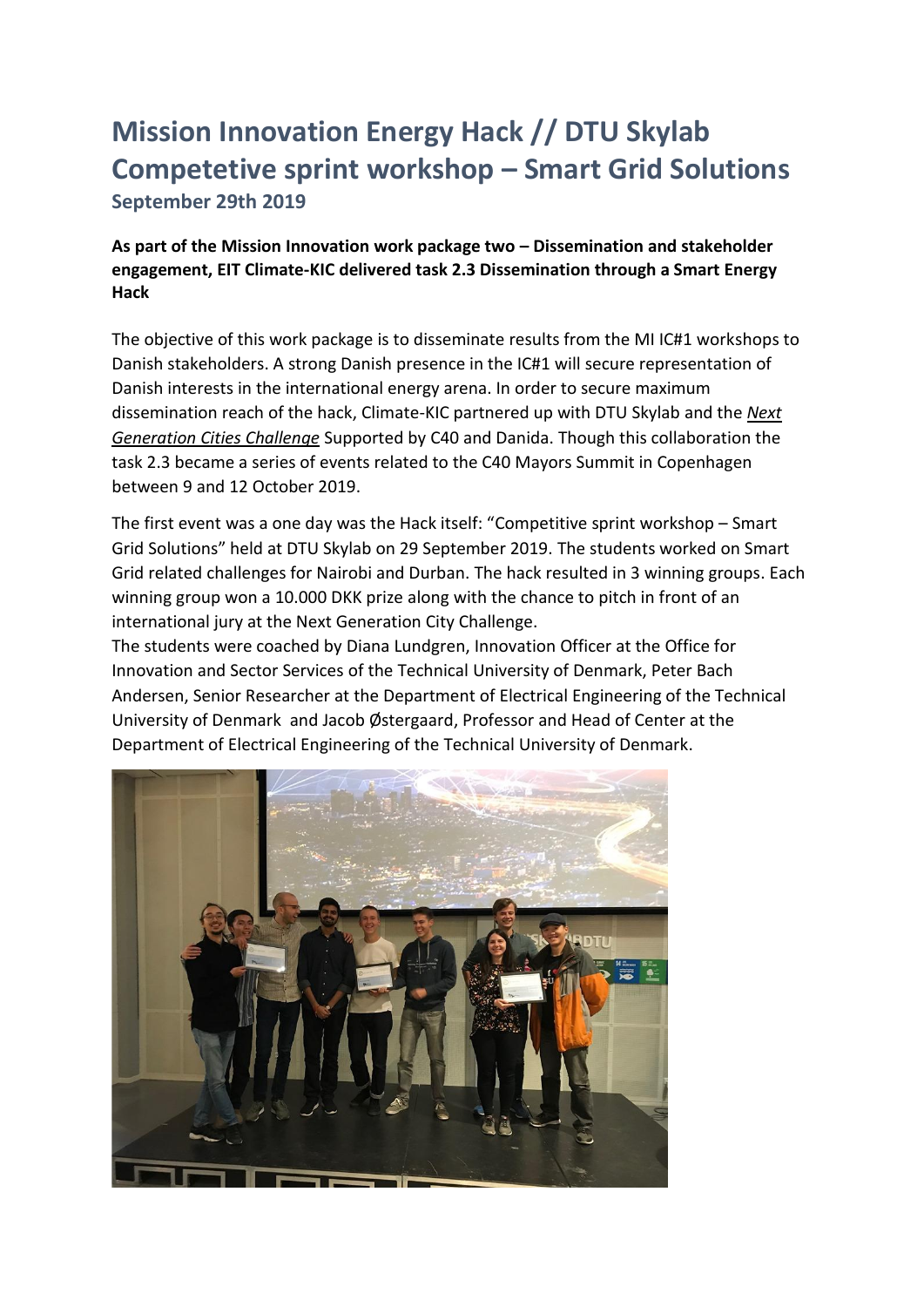# Mission Innovation Energy Hack // DTU Skylab Competetive sprint workshop – Smart Grid Solutions

## September 29th 2019

**As part of the Mission Innovation work package two – Dissemination and stakeholder engagement, EIT Climate-KIC delivered task 2.3 Dissemination through a Smart Energy Hack**

The objective of this work package is to disseminate results from the MI IC#1 workshops to Danish stakeholders. A strong Danish presence in the IC#1 will secure representation of Danish interests in the international energy arena. In order to secure maximum dissemination reach of the hack, Climate-KIC partnered up with DTU Skylab and the *Next Generation Cities Challenge* Supported by C40 and Danida. Though this collaboration the task 2.3 became a series of events related to the C40 Mayors Summit in Copenhagen between 9 and 12 October 2019.

The first event was a one day was the Hack itself: "Competitive sprint workshop – Smart Grid Solutions" held at DTU Skylab on 29 September 2019. The students worked on Smart Grid related challenges for Nairobi and Durban. The hack resulted in 3 winning groups. Each winning group won a 10.000 DKK prize along with the chance to pitch in front of an international jury at the Next Generation City Challenge.

The students were coached by Diana Lundgren, Innovation Officer at the Office for Innovation and Sector Services of the Technical University of Denmark, Peter Bach Andersen, Senior Researcher at the Department of Electrical Engineering of the Technical University of Denmark and Jacob Østergaard, Professor and Head of Center at the Department of Electrical Engineering of the Technical University of Denmark.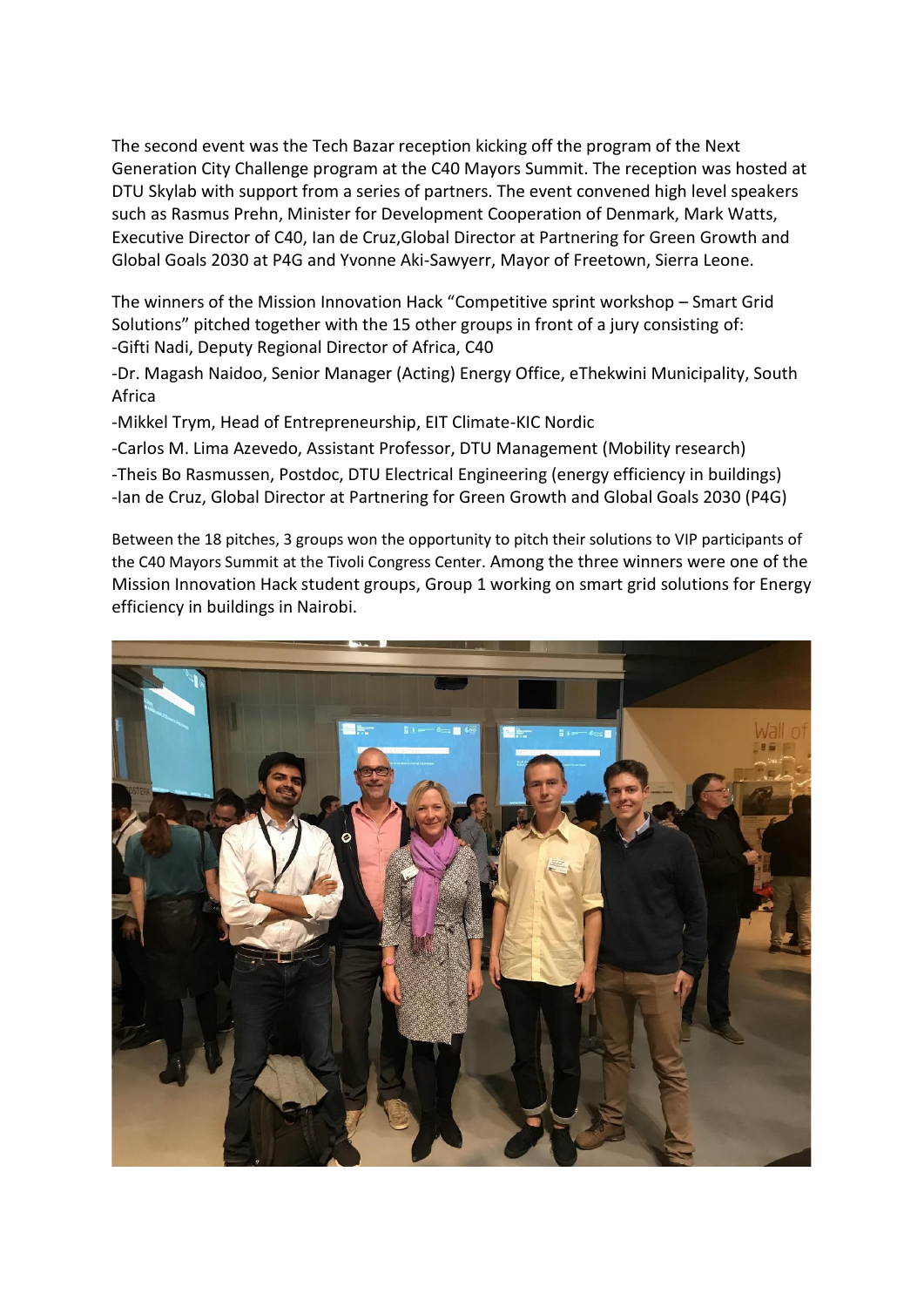The second event was the Tech Bazar reception kicking off the program of the Next Generation City Challenge program at the C40 Mayors Summit. The reception was hosted at DTU Skylab with support from a series of partners. The event convened high level speakers such as Rasmus Prehn, Minister for Development Cooperation of Denmark, Mark Watts, Executive Director of C40, Ian de Cruz,Global Director at Partnering for Green Growth and Global Goals 2030 at P4G and Yvonne Aki-Sawyerr, Mayor of Freetown, Sierra Leone.

The winners of the Mission Innovation Hack "Competitive sprint workshop – Smart Grid Solutions" pitched together with the 15 other groups in front of a jury consisting of:

-Gifti Nadi, Deputy Regional Director of Africa, C40

-Dr. Magash Naidoo, Senior Manager (Acting) Energy Office, eThekwini Municipality, South Africa

-Mikkel Trym, Head of Entrepreneurship, EIT Climate-KIC Nordic

-Carlos M. Lima Azevedo, Assistant Professor, DTU Management (Mobility research)

-Theis Bo Rasmussen, Postdoc, DTU Electrical Engineering (energy efficiency in buildings)

-Ian de Cruz, Global Director at Partnering for Green Growth and Global Goals 2030 (P4G)

Between the 18 pitches, 3 groups won the opportunity to pitch their solutions to VIP participants of the C40 Mayors Summit at the Tivoli Congress Center. Among the three winners were one of the Mission Innovation Hack student groups, Group 1 working on smart grid solutions for Energy efficiency in buildings in Nairobi.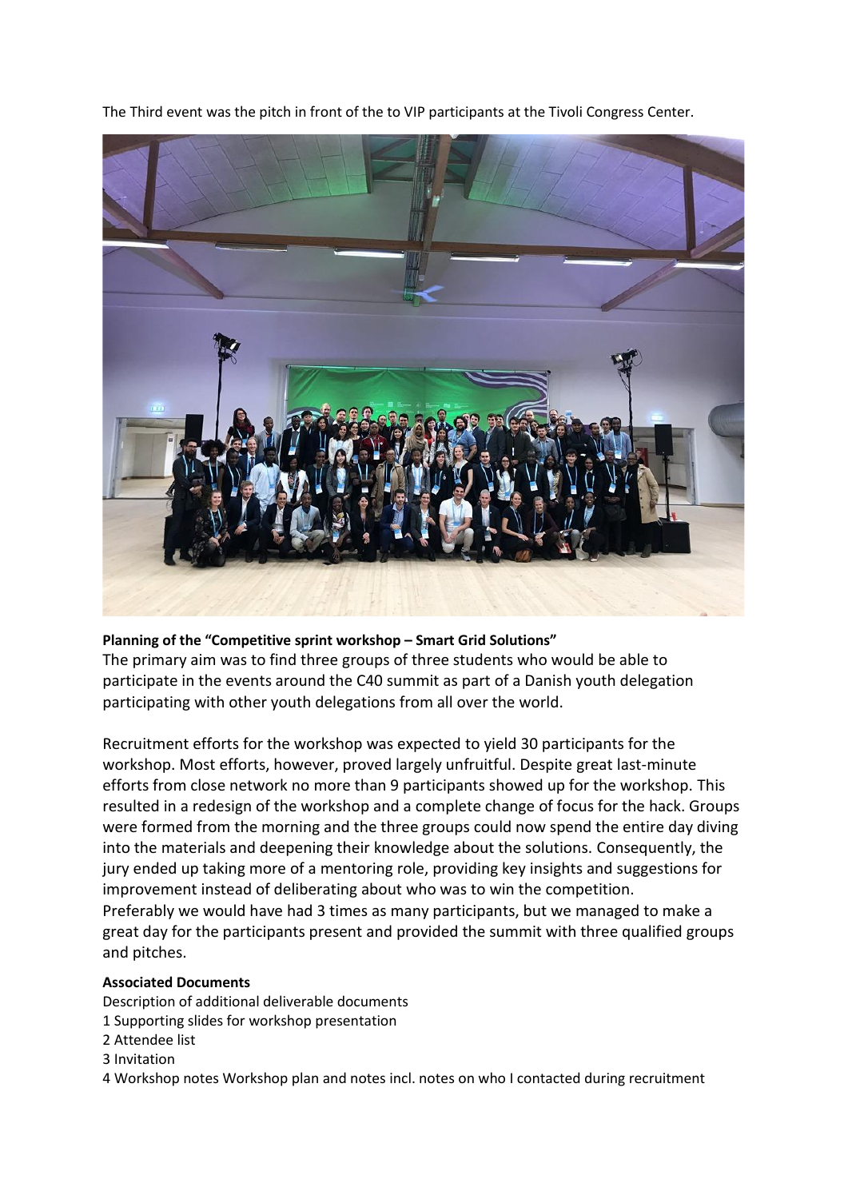The Third event was the pitch in front of the to VIP participants at the Tivoli Congress Center.

**Planning of the "Competitive sprint workshop – Smart Grid Solutions"**

The primary aim was to find three groups of three students who would be able to participate in the events around the C40 summit as part of a Danish youth delegation participating with other youth delegations from all over the world.

Recruitment efforts for the workshop was expected to yield 30 participants for the workshop. Most efforts, however, proved largely unfruitful. Despite great last-minute efforts from close network no more than 9 participants showed up for the workshop. This resulted in a redesign of the workshop and a complete change of focus for the hack. Groups were formed from the morning and the three groups could now spend the entire day diving into the materials and deepening their knowledge about the solutions. Consequently, the jury ended up taking more of a mentoring role, providing key insights and suggestions for improvement instead of deliberating about who was to win the competition.
Preferably we would have had 3 times as many participants, but we managed to make a great day for the participants present and provided the summit with three qualified groups and pitches.

**Associated Documents**

Description of additional deliverable documents
1 Supporting slides for workshop presentation
2 Attendee list
3 Invitation
4 Workshop notes Workshop plan and notes incl. notes on who I contacted during recruitment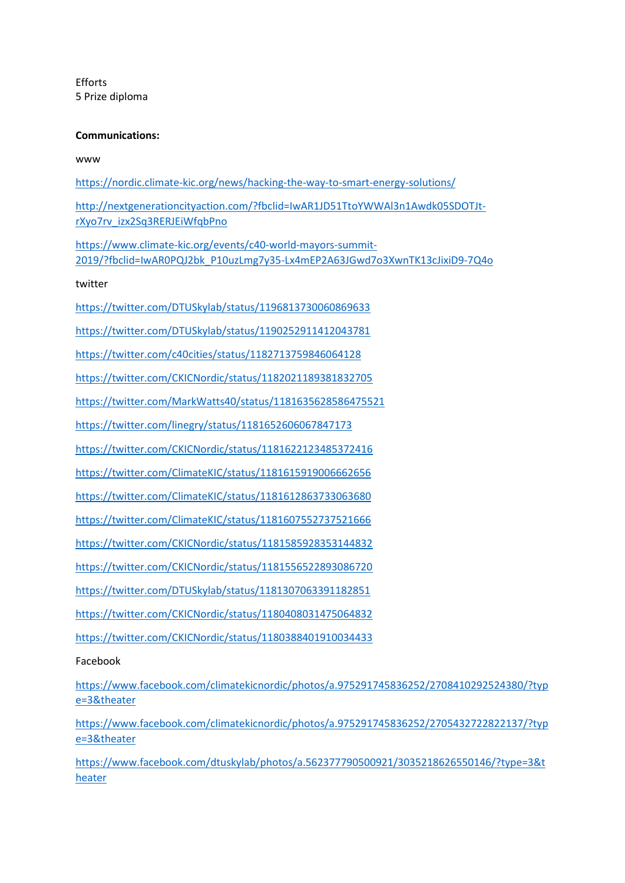Efforts
5 Prize diploma

**Communications:**

www

https://nordic.climate-kic.org/news/hacking-the-way-to-smart-energy-solutions/

http://nextgenerationcityaction.com/?fbclid=IwAR1JD51TtoYWWAl3n1Awdk05SDOTJt-rXyo7rv_izx2Sq3RERJEiWfqbPno

https://www.climate-kic.org/events/c40-world-mayors-summit-2019/?fbclid=IwAR0PQJ2bk_P10uzLmg7y35-Lx4mEP2A63JGwd7o3XwnTK13cJixiD9-7Q4o

twitter

https://twitter.com/DTUSkylab/status/1196813730060869633

https://twitter.com/DTUSkylab/status/1190252911412043781

https://twitter.com/c40cities/status/1182713759846064128

https://twitter.com/CKICNordic/status/1182021189381832705

https://twitter.com/MarkWatts40/status/1181635628586475521

https://twitter.com/linegry/status/1181652606067847173

https://twitter.com/CKICNordic/status/1181622123485372416

https://twitter.com/ClimateKIC/status/1181615919006662656

https://twitter.com/ClimateKIC/status/1181612863733063680

https://twitter.com/ClimateKIC/status/1181607552737521666

https://twitter.com/CKICNordic/status/1181585928353144832

https://twitter.com/CKICNordic/status/1181556522893086720

https://twitter.com/DTUSkylab/status/1181307063391182851

https://twitter.com/CKICNordic/status/1180408031475064832

https://twitter.com/CKICNordic/status/1180388401910034433

Facebook

https://www.facebook.com/climatekicnordic/photos/a.975291745836252/2708410292524380/?type=3&theater

https://www.facebook.com/climatekicnordic/photos/a.975291745836252/2705432722822137/?type=3&theater

https://www.facebook.com/dtuskylab/photos/a.562377790500921/3035218626550146/?type=3&theater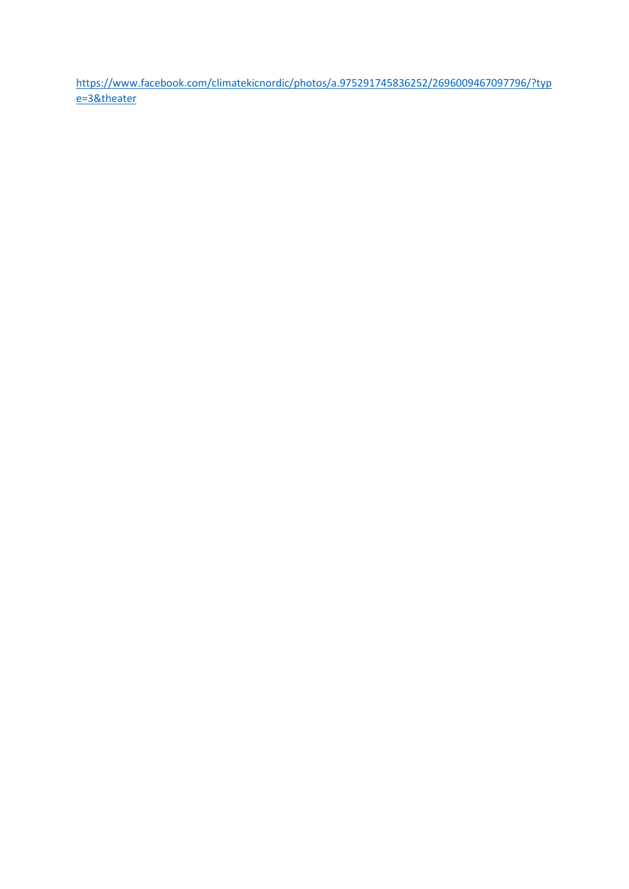https://www.facebook.com/climatekicnordic/photos/a.975291745836252/2696009467097796/?type=3&theater